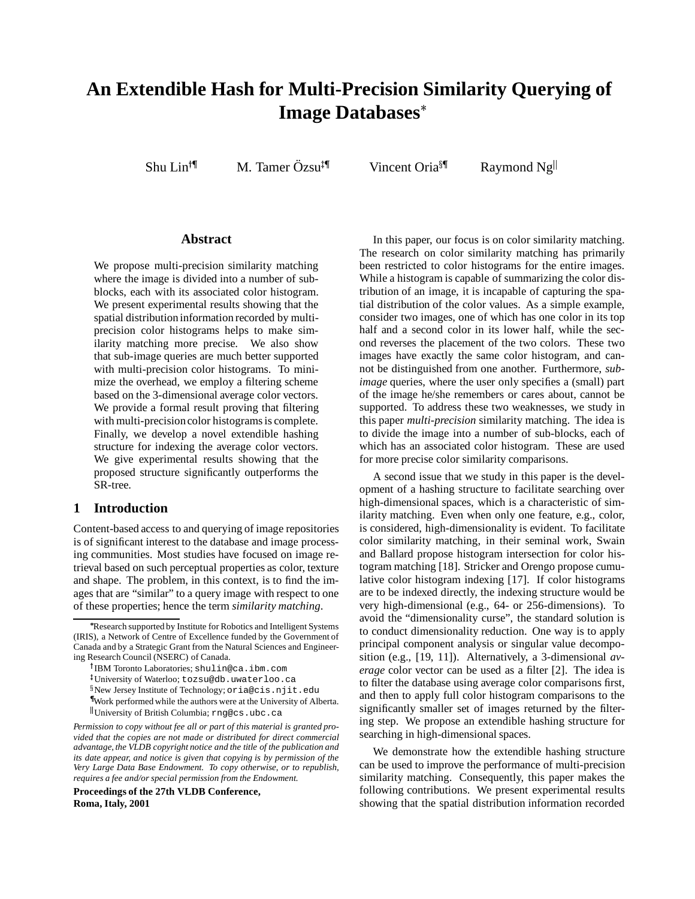# An Extendible Hash for Multi-Precision Similarity Querying of Image Databases*

Shu Lin[†¶] M. Tamer Özsu[‡¶] Vincent Oria[§¶] Raymond Ng[||]

## Abstract

We propose multi-precision similarity matching where the image is divided into a number of sub-blocks, each with its associated color histogram. We present experimental results showing that the spatial distribution information recorded by multi-precision color histograms helps to make similarity matching more precise. We also show that sub-image queries are much better supported with multi-precision color histograms. To minimize the overhead, we employ a filtering scheme based on the 3-dimensional average color vectors. We provide a formal result proving that filtering with multi-precision color histograms is complete. Finally, we develop a novel extendible hashing structure for indexing the average color vectors. We give experimental results showing that the proposed structure significantly outperforms the SR-tree.

## 1 Introduction

Content-based access to and querying of image repositories is of significant interest to the database and image processing communities. Most studies have focused on image retrieval based on such perceptual properties as color, texture and shape. The problem, in this context, is to find the images that are "similar" to a query image with respect to one of these properties; hence the term *similarity matching*.

In this paper, our focus is on color similarity matching. The research on color similarity matching has primarily been restricted to color histograms for the entire images. While a histogram is capable of summarizing the color distribution of an image, it is incapable of capturing the spatial distribution of the color values. As a simple example, consider two images, one of which has one color in its top half and a second color in its lower half, while the second reverses the placement of the two colors. These two images have exactly the same color histogram, and cannot be distinguished from one another. Furthermore, *sub-image* queries, where the user only specifies a (small) part of the image he/she remembers or cares about, cannot be supported. To address these two weaknesses, we study in this paper *multi-precision* similarity matching. The idea is to divide the image into a number of sub-blocks, each of which has an associated color histogram. These are used for more precise color similarity comparisons.

A second issue that we study in this paper is the development of a hashing structure to facilitate searching over high-dimensional spaces, which is a characteristic of similarity matching. Even when only one feature, e.g., color, is considered, high-dimensionality is evident. To facilitate color similarity matching, in their seminal work, Swain and Ballard propose histogram intersection for color histogram matching [18]. Stricker and Orengo propose cumulative color histogram indexing [17]. If color histograms are to be indexed directly, the indexing structure would be very high-dimensional (e.g., 64- or 256-dimensions). To avoid the "dimensionality curse", the standard solution is to conduct dimensionality reduction. One way is to apply principal component analysis or singular value decomposition (e.g., [19, 11]). Alternatively, a 3-dimensional *average* color vector can be used as a filter [2]. The idea is to filter the database using average color comparisons first, and then to apply full color histogram comparisons to the significantly smaller set of images returned by the filtering step. We propose an extendible hashing structure for searching in high-dimensional spaces.

We demonstrate how the extendible hashing structure can be used to improve the performance of multi-precision similarity matching. Consequently, this paper makes the following contributions. We present experimental results showing that the spatial distribution information recorded

---

*Research supported by Institute for Robotics and Intelligent Systems (IRIS), a Network of Centre of Excellence funded by the Government of Canada and by a Strategic Grant from the Natural Sciences and Engineering Research Council (NSERC) of Canada.

†IBM Toronto Laboratories; shulin@ca.ibm.com

‡University of Waterloo; tozsu@db.uwaterloo.ca

§New Jersey Institute of Technology; oria@cis.njit.edu

¶Work performed while the authors were at the University of Alberta.

||University of British Columbia; rng@cs.ubc.ca

*Permission to copy without fee all or part of this material is granted provided that the copies are not made or distributed for direct commercial advantage, the VLDB copyright notice and the title of the publication and its date appear, and notice is given that copying is by permission of the Very Large Data Base Endowment. To copy otherwise, or to republish, requires a fee and/or special permission from the Endowment.*

**Proceedings of the 27th VLDB Conference, Roma, Italy, 2001**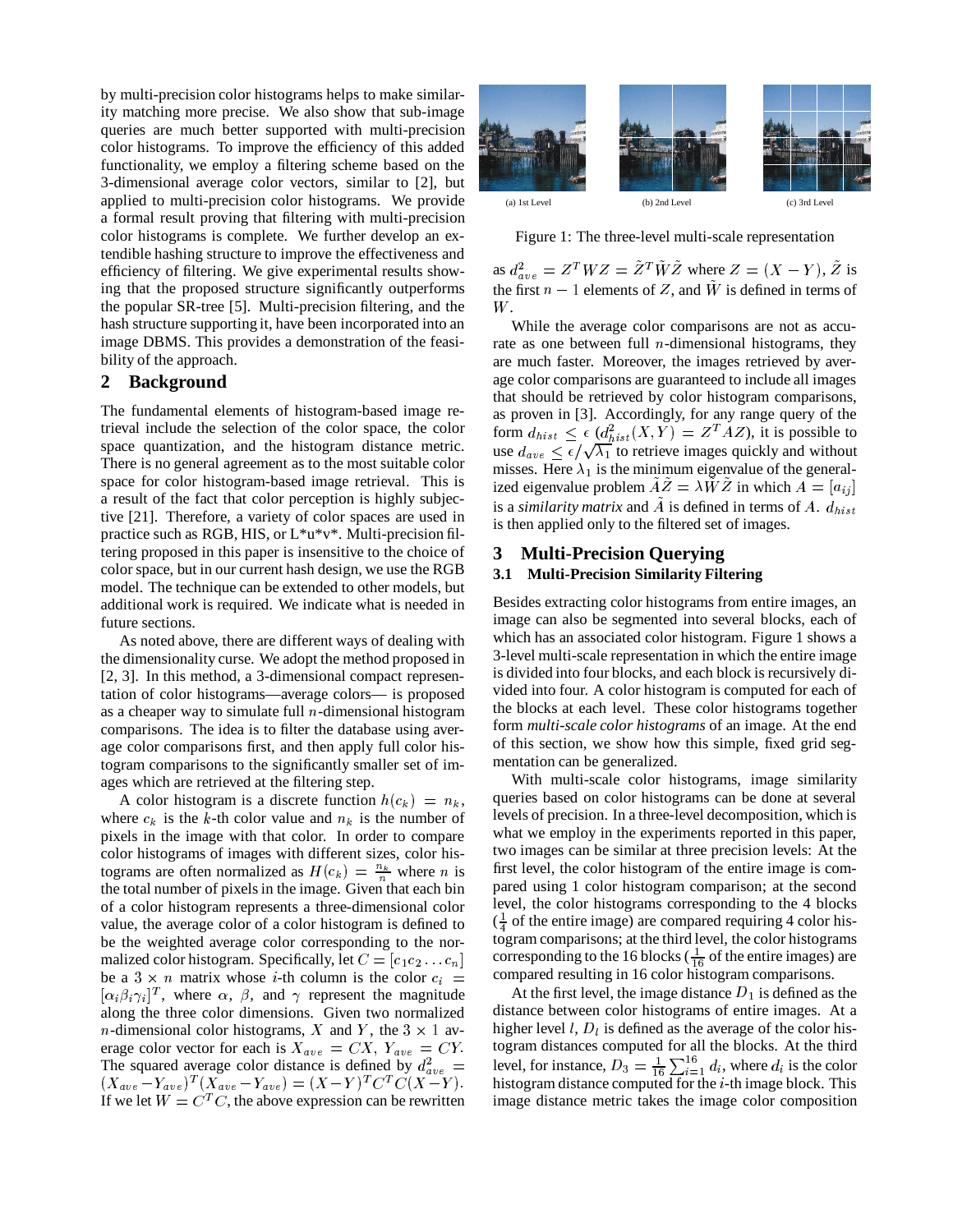by multi-precision color histograms helps to make similarity matching more precise. We also show that sub-image queries are much better supported with multi-precision color histograms. To improve the efficiency of this added functionality, we employ a filtering scheme based on the 3-dimensional average color vectors, similar to [2], but applied to multi-precision color histograms. We provide a formal result proving that filtering with multi-precision color histograms is complete. We further develop an extendible hashing structure to improve the effectiveness and efficiency of filtering. We give experimental results showing that the proposed structure significantly outperforms the popular SR-tree [5]. Multi-precision filtering, and the hash structure supporting it, have been incorporated into an image DBMS. This provides a demonstration of the feasibility of the approach.

## 2 Background

The fundamental elements of histogram-based image retrieval include the selection of the color space, the color space quantization, and the histogram distance metric. There is no general agreement as to the most suitable color space for color histogram-based image retrieval. This is a result of the fact that color perception is highly subjective [21]. Therefore, a variety of color spaces are used in practice such as RGB, HIS, or L\*u\*v\*. Multi-precision filtering proposed in this paper is insensitive to the choice of color space, but in our current hash design, we use the RGB model. The technique can be extended to other models, but additional work is required. We indicate what is needed in future sections.

As noted above, there are different ways of dealing with the dimensionality curse. We adopt the method proposed in [2, 3]. In this method, a 3-dimensional compact representation of color histograms—average colors— is proposed as a cheaper way to simulate full $n$-dimensional histogram comparisons. The idea is to filter the database using average color comparisons first, and then apply full color histogram comparisons to the significantly smaller set of images which are retrieved at the filtering step.

A color histogram is a discrete function $h(c_k) = n_k$, where $c_k$ is the $k$-th color value and $n_k$ is the number of pixels in the image with that color. In order to compare color histograms of images with different sizes, color histograms are often normalized as $H(c_k) = \frac{n_k}{n}$ where $n$ is the total number of pixels in the image. Given that each bin of a color histogram represents a three-dimensional color value, the average color of a color histogram is defined to be the weighted average color corresponding to the normalized color histogram. Specifically, let $C = [c_1 c_2 \ldots c_n]$ be a $3 \times n$ matrix whose $i$-th column is the color $c_i = [\alpha_i \beta_i \gamma_i]^T$, where $\alpha$, $\beta$, and $\gamma$ represent the magnitude along the three color dimensions. Given two normalized $n$-dimensional color histograms, $X$ and $Y$, the $3 \times 1$ average color vector for each is $X_{ave} = CX$, $Y_{ave} = CY$. The squared average color distance is defined by $d^2_{ave} = (X_{ave} - Y_{ave})^T (X_{ave} - Y_{ave}) = (X - Y)^T C^T C(X - Y)$. If we let $W = C^T C$, the above expression can be rewritten as $d^2_{ave} = Z^T W Z = \tilde{Z}^T \tilde{W} \tilde{Z}$ where $Z = (X - Y)$, $\tilde{Z}$ is the first $n-1$ elements of $Z$, and $\tilde{W}$ is defined in terms of $W$.

While the average color comparisons are not as accurate as one between full $n$-dimensional histograms, they are much faster. Moreover, the images retrieved by average color comparisons are guaranteed to include all images that should be retrieved by color histogram comparisons, as proven in [3]. Accordingly, for any range query of the form $d_{hist} \leq \epsilon$ ($d^2_{hist}(X, Y) = Z^T A Z$), it is possible to use $d_{ave} \leq \epsilon / \sqrt{\lambda_1}$ to retrieve images quickly and without misses. Here $\lambda_1$ is the minimum eigenvalue of the generalized eigenvalue problem $\tilde{A}\tilde{Z} = \lambda \tilde{W} \tilde{Z}$ in which $A = [a_{ij}]$ is a *similarity matrix* and $\tilde{A}$ is defined in terms of $A$. $d_{hist}$ is then applied only to the filtered set of images.

(a) 1st Level (b) 2nd Level (c) 3rd Level

Figure 1: The three-level multi-scale representation

## 3 Multi-Precision Querying

### 3.1 Multi-Precision Similarity Filtering

Besides extracting color histograms from entire images, an image can also be segmented into several blocks, each of which has an associated color histogram. Figure 1 shows a 3-level multi-scale representation in which the entire image is divided into four blocks, and each block is recursively divided into four. A color histogram is computed for each of the blocks at each level. These color histograms together form *multi-scale color histograms* of an image. At the end of this section, we show how this simple, fixed grid segmentation can be generalized.

With multi-scale color histograms, image similarity queries based on color histograms can be done at several levels of precision. In a three-level decomposition, which is what we employ in the experiments reported in this paper, two images can be similar at three precision levels: At the first level, the color histogram of the entire image is compared using 1 color histogram comparison; at the second level, the color histograms corresponding to the 4 blocks ($\frac{1}{4}$ of the entire image) are compared requiring 4 color histogram comparisons; at the third level, the color histograms corresponding to the 16 blocks ($\frac{1}{16}$ of the entire images) are compared resulting in 16 color histogram comparisons.

At the first level, the image distance $D_1$ is defined as the distance between color histograms of entire images. At a higher level $l$, $D_l$ is defined as the average of the color histogram distances computed for all the blocks. At the third level, for instance, $D_3 = \frac{1}{16} \sum_{i=1}^{16} d_i$, where $d_i$ is the color histogram distance computed for the $i$-th image block. This image distance metric takes the image color composition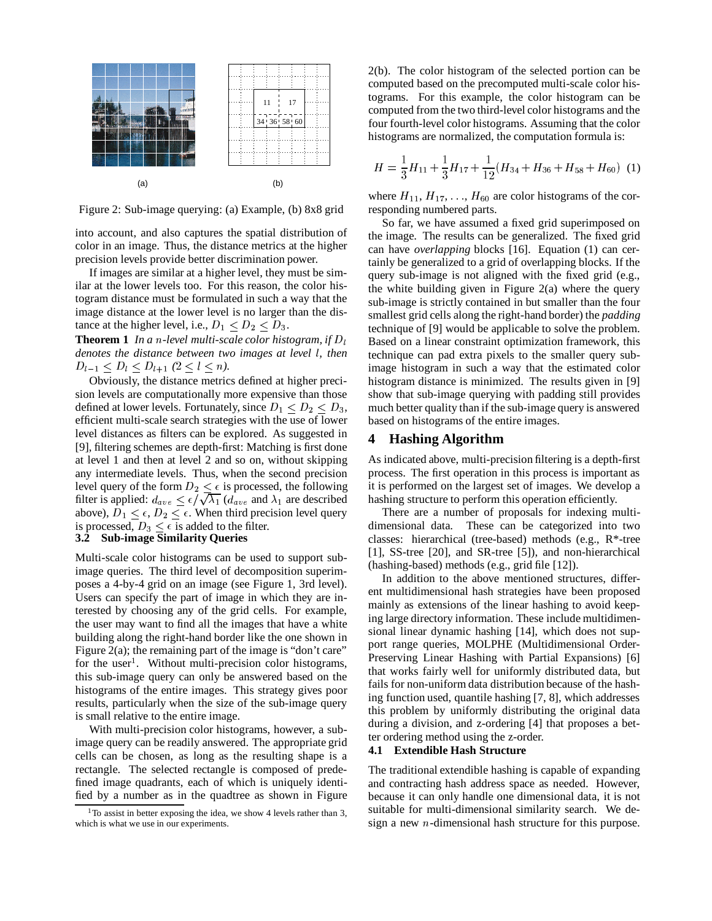Figure 2: Sub-image querying: (a) Example, (b) 8x8 grid

into account, and also captures the spatial distribution of color in an image. Thus, the distance metrics at the higher precision levels provide better discrimination power.

If images are similar at a higher level, they must be similar at the lower levels too. For this reason, the color histogram distance must be formulated in such a way that the image distance at the lower level is no larger than the distance at the higher level, i.e., $D_1 \le D_2 \le D_3$.

**Theorem 1** *In a $n$-level multi-scale color histogram, if $D_l$ denotes the distance between two images at level $l$, then $D_{l-1} \le D_l \le D_{l+1}$ ($2 \le l \le n$).*

Obviously, the distance metrics defined at higher precision levels are computationally more expensive than those defined at lower levels. Fortunately, since $D_1 \le D_2 \le D_3$, efficient multi-scale search strategies with the use of lower level distances as filters can be explored. As suggested in [9], filtering schemes are depth-first: Matching is first done at level 1 and then at level 2 and so on, without skipping any intermediate levels. Thus, when the second precision level query of the form $D_2 \le \epsilon$ is processed, the following filter is applied: $d_{ave} \le \epsilon / \sqrt{\lambda_1}$ ($d_{ave}$ and $\lambda_1$ are described above), $D_1 \le \epsilon$, $D_2 \le \epsilon$. When third precision level query is processed, $D_3 \le \epsilon$ is added to the filter.

### 3.2 Sub-image Similarity Queries

Multi-scale color histograms can be used to support sub-image queries. The third level of decomposition superimposes a 4-by-4 grid on an image (see Figure 1, 3rd level). Users can specify the part of image in which they are interested by choosing any of the grid cells. For example, the user may want to find all the images that have a white building along the right-hand border like the one shown in Figure 2(a); the remaining part of the image is "don't care" for the user[1]. Without multi-precision color histograms, this sub-image query can only be answered based on the histograms of the entire images. This strategy gives poor results, particularly when the size of the sub-image query is small relative to the entire image.

With multi-precision color histograms, however, a sub-image query can be readily answered. The appropriate grid cells can be chosen, as long as the resulting shape is a rectangle. The selected rectangle is composed of predefined image quadrants, each of which is uniquely identified by a number as in the quadtree as shown in Figure 2(b). The color histogram of the selected portion can be computed based on the precomputed multi-scale color histograms. For this example, the color histogram can be computed from the two third-level color histograms and the four fourth-level color histograms. Assuming that the color histograms are normalized, the computation formula is:

$$H = \frac{1}{3}H_{11} + \frac{1}{3}H_{17} + \frac{1}{12}(H_{34} + H_{36} + H_{58} + H_{60}) \quad (1)$$

where $H_{11}$, $H_{17}$, ..., $H_{60}$ are color histograms of the corresponding numbered parts.

So far, we have assumed a fixed grid superimposed on the image. The results can be generalized. The fixed grid can have *overlapping* blocks [16]. Equation (1) can certainly be generalized to a grid of overlapping blocks. If the query sub-image is not aligned with the fixed grid (e.g., the white building given in Figure 2(a) where the query sub-image is strictly contained in but smaller than the four smallest grid cells along the right-hand border) the *padding* technique of [9] would be applicable to solve the problem. Based on a linear constraint optimization framework, this technique can pad extra pixels to the smaller query sub-image histogram in such a way that the estimated color histogram distance is minimized. The results given in [9] show that sub-image querying with padding still provides much better quality than if the sub-image query is answered based on histograms of the entire images.

## 4 Hashing Algorithm

As indicated above, multi-precision filtering is a depth-first process. The first operation in this process is important as it is performed on the largest set of images. We develop a hashing structure to perform this operation efficiently.

There are a number of proposals for indexing multidimensional data. These can be categorized into two classes: hierarchical (tree-based) methods (e.g., R\*-tree [1], SS-tree [20], and SR-tree [5]), and non-hierarchical (hashing-based) methods (e.g., grid file [12]).

In addition to the above mentioned structures, different multidimensional hash strategies have been proposed mainly as extensions of the linear hashing to avoid keeping large directory information. These include multidimensional linear dynamic hashing [14], which does not support range queries, MOLPHE (Multidimensional Order-Preserving Linear Hashing with Partial Expansions) [6] that works fairly well for uniformly distributed data, but fails for non-uniform data distribution because of the hashing function used, quantile hashing [7, 8], which addresses this problem by uniformly distributing the original data during a division, and z-ordering [4] that proposes a better ordering method using the z-order.

### 4.1 Extendible Hash Structure

The traditional extendible hashing is capable of expanding and contracting hash address space as needed. However, because it can only handle one dimensional data, it is not suitable for multi-dimensional similarity search. We design a new $n$-dimensional hash structure for this purpose.

[1] To assist in better exposing the idea, we show 4 levels rather than 3, which is what we use in our experiments.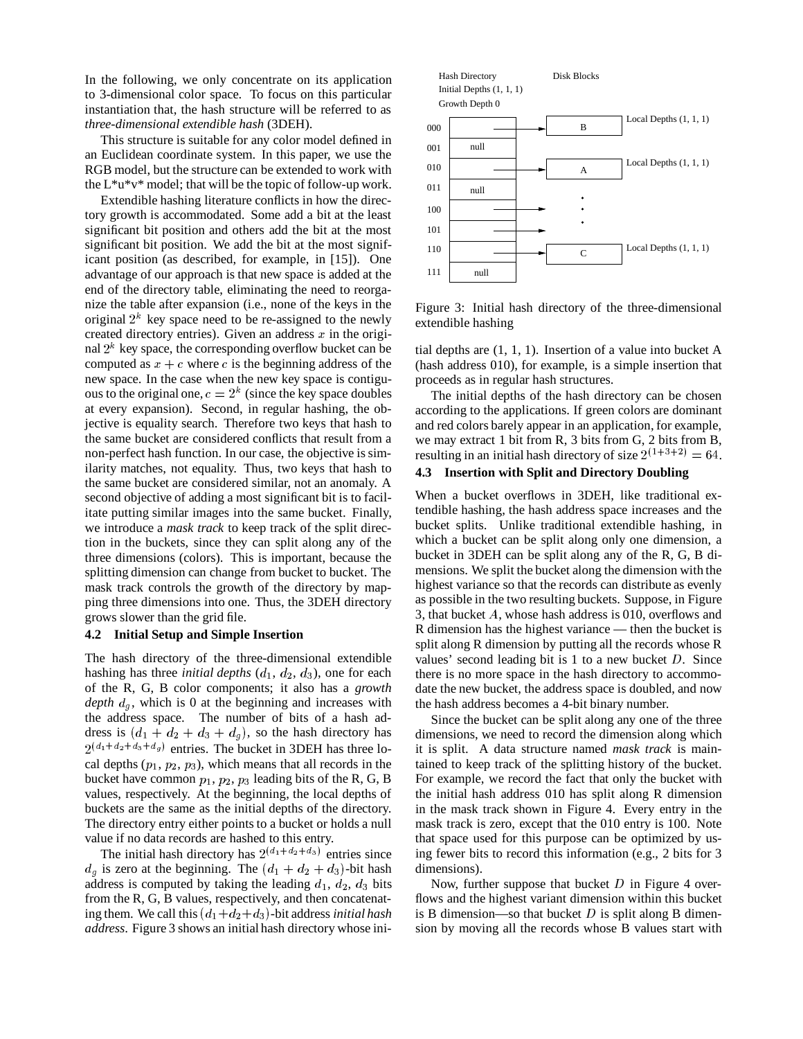In the following, we only concentrate on its application to 3-dimensional color space. To focus on this particular instantiation that, the hash structure will be referred to as *three-dimensional extendible hash* (3DEH).

This structure is suitable for any color model defined in an Euclidean coordinate system. In this paper, we use the RGB model, but the structure can be extended to work with the L*u*v* model; that will be the topic of follow-up work.

Extendible hashing literature conflicts in how the directory growth is accommodated. Some add a bit at the least significant bit position and others add the bit at the most significant bit position. We add the bit at the most significant position (as described, for example, in [15]). One advantage of our approach is that new space is added at the end of the directory table, eliminating the need to reorganize the table after expansion (i.e., none of the keys in the original $2^k$ key space need to be re-assigned to the newly created directory entries). Given an address $x$ in the original $2^k$ key space, the corresponding overflow bucket can be computed as $x + c$ where $c$ is the beginning address of the new space. In the case when the new key space is contiguous to the original one, $c = 2^k$ (since the key space doubles at every expansion). Second, in regular hashing, the objective is equality search. Therefore two keys that hash to the same bucket are considered conflicts that result from a non-perfect hash function. In our case, the objective is similarity matches, not equality. Thus, two keys that hash to the same bucket are considered similar, not an anomaly. A second objective of adding a most significant bit is to facilitate putting similar images into the same bucket. Finally, we introduce a *mask track* to keep track of the split direction in the buckets, since they can split along any of the three dimensions (colors). This is important, because the splitting dimension can change from bucket to bucket. The mask track controls the growth of the directory by mapping three dimensions into one. Thus, the 3DEH directory grows slower than the grid file.

### 4.2 Initial Setup and Simple Insertion

The hash directory of the three-dimensional extendible hashing has three *initial depths* ($d_1$, $d_2$, $d_3$), one for each of the R, G, B color components; it also has a *growth depth* $d_g$, which is 0 at the beginning and increases with the address space. The number of bits of a hash address is $(d_1 + d_2 + d_3 + d_g)$, so the hash directory has $2^{(d_1+d_2+d_3+d_g)}$ entries. The bucket in 3DEH has three local depths ($p_1$, $p_2$, $p_3$), which means that all records in the bucket have common $p_1$, $p_2$, $p_3$ leading bits of the R, G, B values, respectively. At the beginning, the local depths of buckets are the same as the initial depths of the directory. The directory entry either points to a bucket or holds a null value if no data records are hashed to this entry.

The initial hash directory has $2^{(d_1+d_2+d_3)}$ entries since $d_g$ is zero at the beginning. The $(d_1 + d_2 + d_3)$-bit hash address is computed by taking the leading $d_1$, $d_2$, $d_3$ bits from the R, G, B values, respectively, and then concatenating them. We call this $(d_1+d_2+d_3)$-bit address *initial hash address*. Figure 3 shows an initial hash directory whose initial depths are (1, 1, 1). Insertion of a value into bucket A (hash address 010), for example, is a simple insertion that proceeds as in regular hash structures.

Hash Directory
Initial Depths (1, 1, 1)
Growth Depth 0

| Address | Entry | Disk Blocks | |
|---|---|---|---|
| 000 | → | B | Local Depths (1, 1, 1) |
| 001 | null | | |
| 010 | → | A | Local Depths (1, 1, 1) |
| 011 | null | | |
| 100 | → | ⋮ | |
| 101 | → | | |
| 110 | → | C | Local Depths (1, 1, 1) |
| 111 | null | | |

Figure 3: Initial hash directory of the three-dimensional extendible hashing

The initial depths of the hash directory can be chosen according to the applications. If green colors are dominant and red colors barely appear in an application, for example, we may extract 1 bit from R, 3 bits from G, 2 bits from B, resulting in an initial hash directory of size $2^{(1+3+2)} = 64$.

### 4.3 Insertion with Split and Directory Doubling

When a bucket overflows in 3DEH, like traditional extendible hashing, the hash address space increases and the bucket splits. Unlike traditional extendible hashing, in which a bucket can be split along only one dimension, a bucket in 3DEH can be split along any of the R, G, B dimensions. We split the bucket along the dimension with the highest variance so that the records can distribute as evenly as possible in the two resulting buckets. Suppose, in Figure 3, that bucket $A$, whose hash address is 010, overflows and R dimension has the highest variance — then the bucket is split along R dimension by putting all the records whose R values' second leading bit is 1 to a new bucket $D$. Since there is no more space in the hash directory to accommodate the new bucket, the address space is doubled, and now the hash address becomes a 4-bit binary number.

Since the bucket can be split along any one of the three dimensions, we need to record the dimension along which it is split. A data structure named *mask track* is maintained to keep track of the splitting history of the bucket. For example, we record the fact that only the bucket with the initial hash address 010 has split along R dimension in the mask track shown in Figure 4. Every entry in the mask track is zero, except that the 010 entry is 100. Note that space used for this purpose can be optimized by using fewer bits to record this information (e.g., 2 bits for 3 dimensions).

Now, further suppose that bucket $D$ in Figure 4 overflows and the highest variant dimension within this bucket is B dimension—so that bucket $D$ is split along B dimension by moving all the records whose B values start with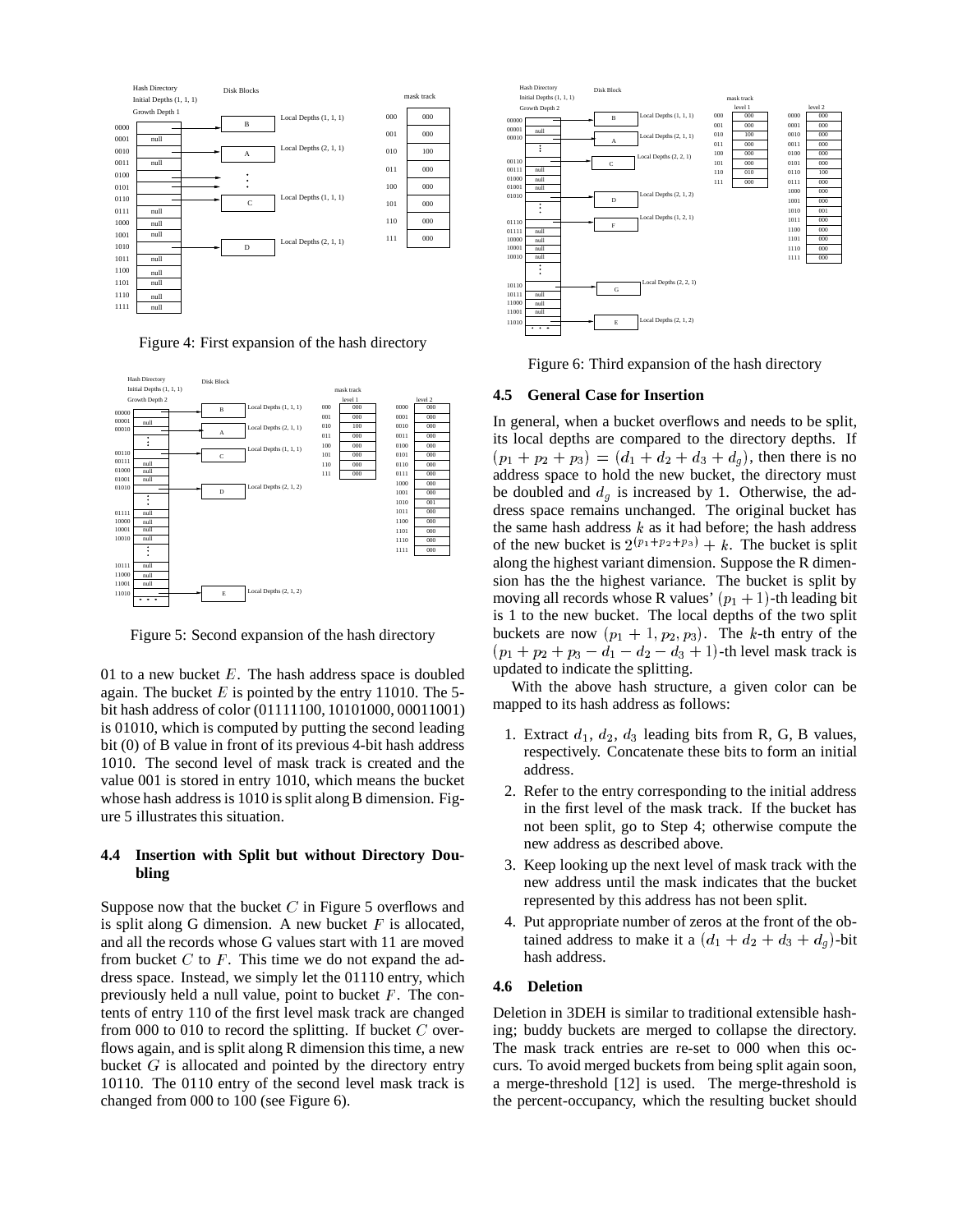Figure 4: First expansion of the hash directory

Figure 5: Second expansion of the hash directory

01 to a new bucket $E$. The hash address space is doubled again. The bucket $E$ is pointed by the entry 11010. The 5-bit hash address of color (01111100, 10101000, 00011001) is 01010, which is computed by putting the second leading bit (0) of B value in front of its previous 4-bit hash address 1010. The second level of mask track is created and the value 001 is stored in entry 1010, which means the bucket whose hash address is 1010 is split along B dimension. Figure 5 illustrates this situation.

### 4.4 Insertion with Split but without Directory Doubling

Suppose now that the bucket $C$ in Figure 5 overflows and is split along G dimension. A new bucket $F$ is allocated, and all the records whose G values start with 11 are moved from bucket $C$ to $F$. This time we do not expand the address space. Instead, we simply let the 01110 entry, which previously held a null value, point to bucket $F$. The contents of entry 110 of the first level mask track are changed from 000 to 010 to record the splitting. If bucket $C$ overflows again, and is split along R dimension this time, a new bucket $G$ is allocated and pointed by the directory entry 10110. The 0110 entry of the second level mask track is changed from 000 to 100 (see Figure 6).

Figure 6: Third expansion of the hash directory

### 4.5 General Case for Insertion

In general, when a bucket overflows and needs to be split, its local depths are compared to the directory depths. If $(p_1 + p_2 + p_3) = (d_1 + d_2 + d_3 + d_g)$, then there is no address space to hold the new bucket, the directory must be doubled and $d_g$ is increased by 1. Otherwise, the address space remains unchanged. The original bucket has the same hash address $k$ as it had before; the hash address of the new bucket is $2^{(p_1+p_2+p_3)} + k$. The bucket is split along the highest variant dimension. Suppose the R dimension has the the highest variance. The bucket is split by moving all records whose R values' $(p_1 + 1)$-th leading bit is 1 to the new bucket. The local depths of the two split buckets are now $(p_1 + 1, p_2, p_3)$. The $k$-th entry of the $(p_1 + p_2 + p_3 - d_1 - d_2 - d_3 + 1)$-th level mask track is updated to indicate the splitting.

With the above hash structure, a given color can be mapped to its hash address as follows:

1. Extract $d_1$, $d_2$, $d_3$ leading bits from R, G, B values, respectively. Concatenate these bits to form an initial address.
2. Refer to the entry corresponding to the initial address in the first level of the mask track. If the bucket has not been split, go to Step 4; otherwise compute the new address as described above.
3. Keep looking up the next level of mask track with the new address until the mask indicates that the bucket represented by this address has not been split.
4. Put appropriate number of zeros at the front of the obtained address to make it a $(d_1 + d_2 + d_3 + d_g)$-bit hash address.

### 4.6 Deletion

Deletion in 3DEH is similar to traditional extensible hashing; buddy buckets are merged to collapse the directory. The mask track entries are re-set to 000 when this occurs. To avoid merged buckets from being split again soon, a merge-threshold [12] is used. The merge-threshold is the percent-occupancy, which the resulting bucket should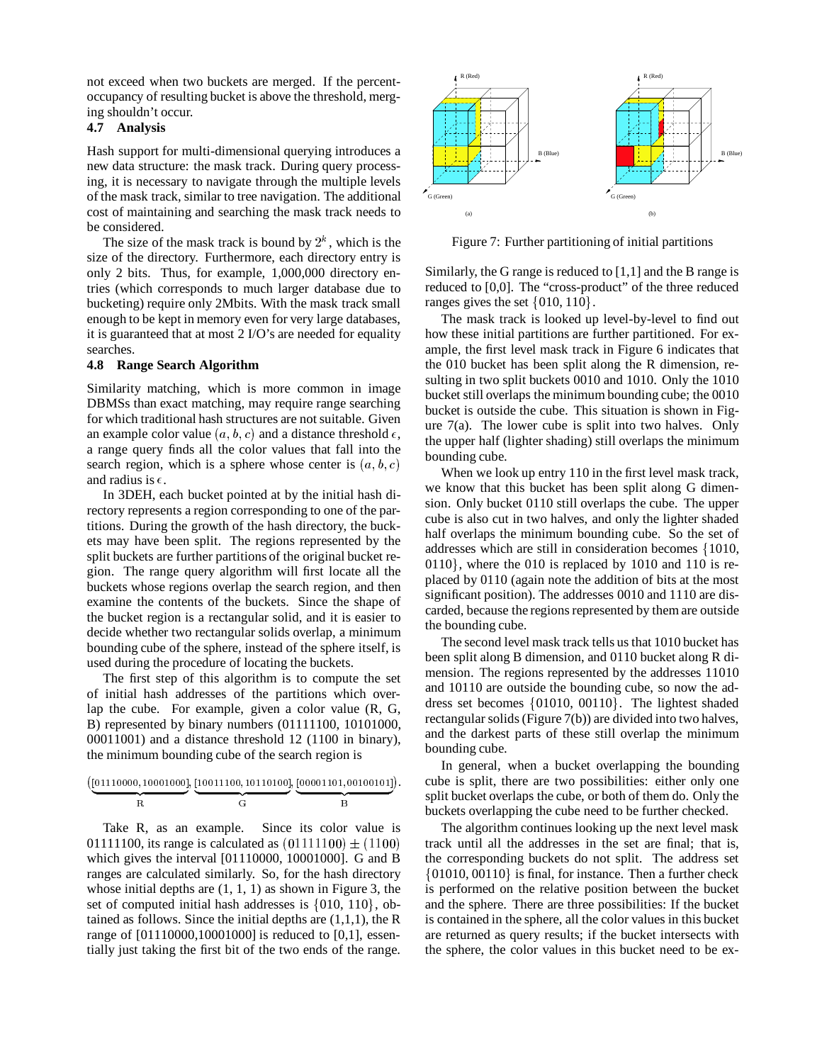not exceed when two buckets are merged. If the percent-occupancy of resulting bucket is above the threshold, merging shouldn't occur.

### 4.7 Analysis

Hash support for multi-dimensional querying introduces a new data structure: the mask track. During query processing, it is necessary to navigate through the multiple levels of the mask track, similar to tree navigation. The additional cost of maintaining and searching the mask track needs to be considered.

The size of the mask track is bound by $2^k$, which is the size of the directory. Furthermore, each directory entry is only 2 bits. Thus, for example, 1,000,000 directory entries (which corresponds to much larger database due to bucketing) require only 2Mbits. With the mask track small enough to be kept in memory even for very large databases, it is guaranteed that at most 2 I/O's are needed for equality searches.

### 4.8 Range Search Algorithm

Similarity matching, which is more common in image DBMSs than exact matching, may require range searching for which traditional hash structures are not suitable. Given an example color value $(a, b, c)$ and a distance threshold $\epsilon$, a range query finds all the color values that fall into the search region, which is a sphere whose center is $(a, b, c)$ and radius is $\epsilon$.

In 3DEH, each bucket pointed at by the initial hash directory represents a region corresponding to one of the partitions. During the growth of the hash directory, the buckets may have been split. The regions represented by the split buckets are further partitions of the original bucket region. The range query algorithm will first locate all the buckets whose regions overlap the search region, and then examine the contents of the buckets. Since the shape of the bucket region is a rectangular solid, and it is easier to decide whether two rectangular solids overlap, a minimum bounding cube of the sphere, instead of the sphere itself, is used during the procedure of locating the buckets.

The first step of this algorithm is to compute the set of initial hash addresses of the partitions which overlap the cube. For example, given a color value (R, G, B) represented by binary numbers (01111100, 10101000, 00011001) and a distance threshold 12 (1100 in binary), the minimum bounding cube of the search region is

$$(\underbrace{[01110000, 10001000]}_{R}, \underbrace{[10011100, 10110100]}_{G}, \underbrace{[00001101, 00100101]}_{B}).$$

Take R, as an example. Since its color value is 01111100, its range is calculated as $(01111100) \pm (1100)$ which gives the interval [01110000, 10001000]. G and B ranges are calculated similarly. So, for the hash directory whose initial depths are (1, 1, 1) as shown in Figure 3, the set of computed initial hash addresses is $\{010, 110\}$, obtained as follows. Since the initial depths are (1,1,1), the R range of [01110000,10001000] is reduced to [0,1], essentially just taking the first bit of the two ends of the range.

Figure 7: Further partitioning of initial partitions

Similarly, the G range is reduced to [1,1] and the B range is reduced to [0,0]. The "cross-product" of the three reduced ranges gives the set $\{010, 110\}$.

The mask track is looked up level-by-level to find out how these initial partitions are further partitioned. For example, the first level mask track in Figure 6 indicates that the 010 bucket has been split along the R dimension, resulting in two split buckets 0010 and 1010. Only the 1010 bucket still overlaps the minimum bounding cube; the 0010 bucket is outside the cube. This situation is shown in Figure 7(a). The lower cube is split into two halves. Only the upper half (lighter shading) still overlaps the minimum bounding cube.

When we look up entry 110 in the first level mask track, we know that this bucket has been split along G dimension. Only bucket 0110 still overlaps the cube. The upper cube is also cut in two halves, and only the lighter shaded half overlaps the minimum bounding cube. So the set of addresses which are still in consideration becomes $\{1010, 0110\}$, where the 010 is replaced by 1010 and 110 is replaced by 0110 (again note the addition of bits at the most significant position). The addresses 0010 and 1110 are discarded, because the regions represented by them are outside the bounding cube.

The second level mask track tells us that 1010 bucket has been split along B dimension, and 0110 bucket along R dimension. The regions represented by the addresses 11010 and 10110 are outside the bounding cube, so now the address set becomes $\{01010, 00110\}$. The lightest shaded rectangular solids (Figure 7(b)) are divided into two halves, and the darkest parts of these still overlap the minimum bounding cube.

In general, when a bucket overlapping the bounding cube is split, there are two possibilities: either only one split bucket overlaps the cube, or both of them do. Only the buckets overlapping the cube need to be further checked.

The algorithm continues looking up the next level mask track until all the addresses in the set are final; that is, the corresponding buckets do not split. The address set $\{01010, 00110\}$ is final, for instance. Then a further check is performed on the relative position between the bucket and the sphere. There are three possibilities: If the bucket is contained in the sphere, all the color values in this bucket are returned as query results; if the bucket intersects with the sphere, the color values in this bucket need to be ex-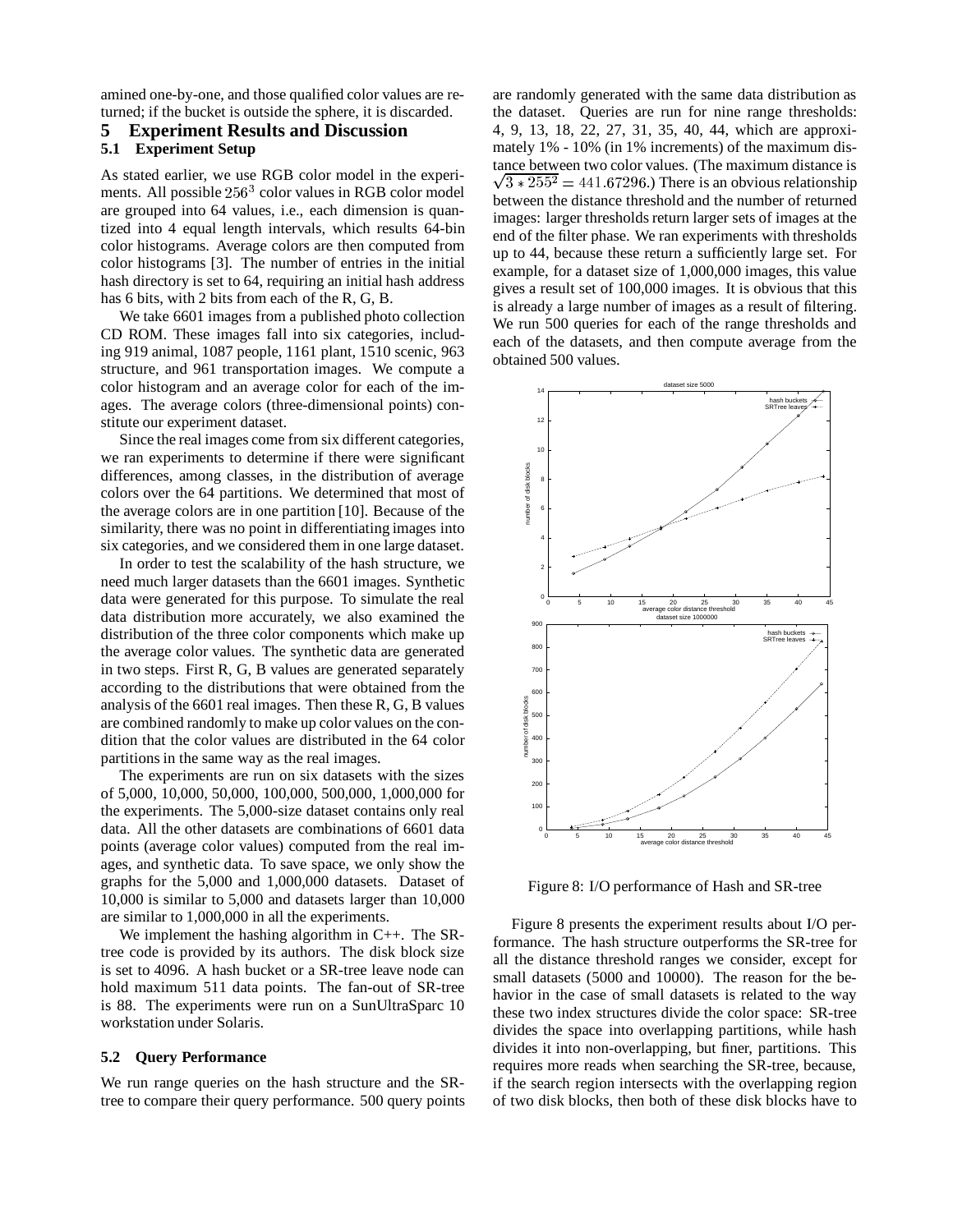amined one-by-one, and those qualified color values are returned; if the bucket is outside the sphere, it is discarded.

# 5 Experiment Results and Discussion

## 5.1 Experiment Setup

As stated earlier, we use RGB color model in the experiments. All possible $256^3$ color values in RGB color model are grouped into 64 values, i.e., each dimension is quantized into 4 equal length intervals, which results 64-bin color histograms. Average colors are then computed from color histograms [3]. The number of entries in the initial hash directory is set to 64, requiring an initial hash address has 6 bits, with 2 bits from each of the R, G, B.

We take 6601 images from a published photo collection CD ROM. These images fall into six categories, including 919 animal, 1087 people, 1161 plant, 1510 scenic, 963 structure, and 961 transportation images. We compute a color histogram and an average color for each of the images. The average colors (three-dimensional points) constitute our experiment dataset.

Since the real images come from six different categories, we ran experiments to determine if there were significant differences, among classes, in the distribution of average colors over the 64 partitions. We determined that most of the average colors are in one partition [10]. Because of the similarity, there was no point in differentiating images into six categories, and we considered them in one large dataset.

In order to test the scalability of the hash structure, we need much larger datasets than the 6601 images. Synthetic data were generated for this purpose. To simulate the real data distribution more accurately, we also examined the distribution of the three color components which make up the average color values. The synthetic data are generated in two steps. First R, G, B values are generated separately according to the distributions that were obtained from the analysis of the 6601 real images. Then these R, G, B values are combined randomly to make up color values on the condition that the color values are distributed in the 64 color partitions in the same way as the real images.

The experiments are run on six datasets with the sizes of 5,000, 10,000, 50,000, 100,000, 500,000, 1,000,000 for the experiments. The 5,000-size dataset contains only real data. All the other datasets are combinations of 6601 data points (average color values) computed from the real images, and synthetic data. To save space, we only show the graphs for the 5,000 and 1,000,000 datasets. Dataset of 10,000 is similar to 5,000 and datasets larger than 10,000 are similar to 1,000,000 in all the experiments.

We implement the hashing algorithm in C++. The SR-tree code is provided by its authors. The disk block size is set to 4096. A hash bucket or a SR-tree leave node can hold maximum 511 data points. The fan-out of SR-tree is 88. The experiments were run on a SunUltraSparc 10 workstation under Solaris.

## 5.2 Query Performance

We run range queries on the hash structure and the SR-tree to compare their query performance. 500 query points are randomly generated with the same data distribution as the dataset. Queries are run for nine range thresholds: 4, 9, 13, 18, 22, 27, 31, 35, 40, 44, which are approximately 1% - 10% (in 1% increments) of the maximum distance between two color values. (The maximum distance is $\sqrt{3 * 255^2} = 441.67296$.) There is an obvious relationship between the distance threshold and the number of returned images: larger thresholds return larger sets of images at the end of the filter phase. We ran experiments with thresholds up to 44, because these return a sufficiently large set. For example, for a dataset size of 1,000,000 images, this value gives a result set of 100,000 images. It is obvious that this is already a large number of images as a result of filtering. We run 500 queries for each of the range thresholds and each of the datasets, and then compute average from the obtained 500 values.

Figure 8: I/O performance of Hash and SR-tree

Figure 8 presents the experiment results about I/O performance. The hash structure outperforms the SR-tree for all the distance threshold ranges we consider, except for small datasets (5000 and 10000). The reason for the behavior in the case of small datasets is related to the way these two index structures divide the color space: SR-tree divides the space into overlapping partitions, while hash divides it into non-overlapping, but finer, partitions. This requires more reads when searching the SR-tree, because, if the search region intersects with the overlapping region of two disk blocks, then both of these disk blocks have to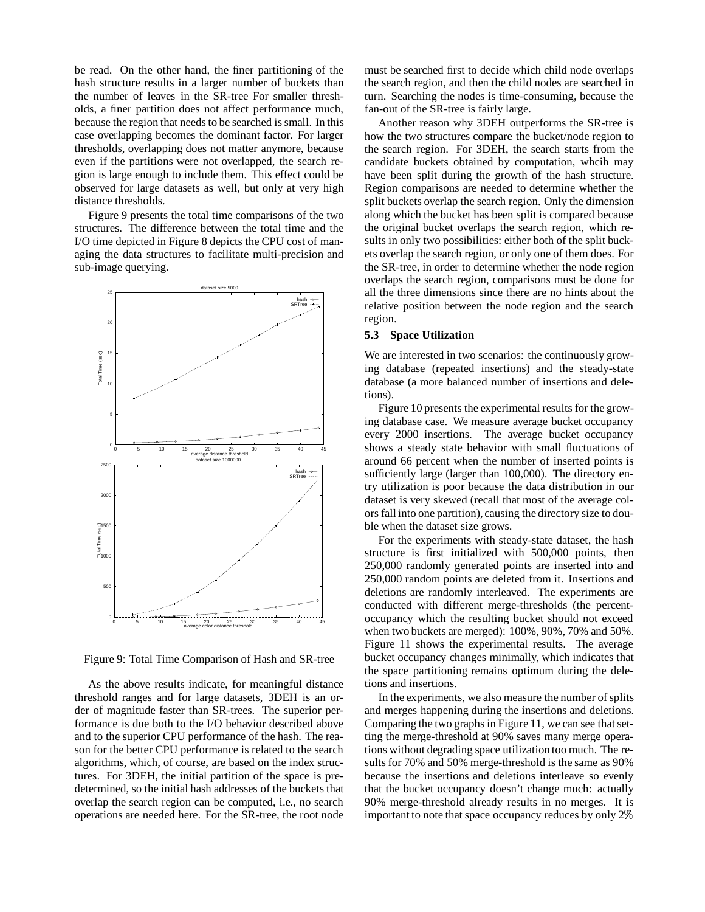be read. On the other hand, the finer partitioning of the hash structure results in a larger number of buckets than the number of leaves in the SR-tree For smaller thresholds, a finer partition does not affect performance much, because the region that needs to be searched is small. In this case overlapping becomes the dominant factor. For larger thresholds, overlapping does not matter anymore, because even if the partitions were not overlapped, the search region is large enough to include them. This effect could be observed for large datasets as well, but only at very high distance thresholds.

Figure 9 presents the total time comparisons of the two structures. The difference between the total time and the I/O time depicted in Figure 8 depicts the CPU cost of managing the data structures to facilitate multi-precision and sub-image querying.

Figure 9: Total Time Comparison of Hash and SR-tree

As the above results indicate, for meaningful distance threshold ranges and for large datasets, 3DEH is an order of magnitude faster than SR-trees. The superior performance is due both to the I/O behavior described above and to the superior CPU performance of the hash. The reason for the better CPU performance is related to the search algorithms, which, of course, are based on the index structures. For 3DEH, the initial partition of the space is predetermined, so the initial hash addresses of the buckets that overlap the search region can be computed, i.e., no search operations are needed here. For the SR-tree, the root node must be searched first to decide which child node overlaps the search region, and then the child nodes are searched in turn. Searching the nodes is time-consuming, because the fan-out of the SR-tree is fairly large.

Another reason why 3DEH outperforms the SR-tree is how the two structures compare the bucket/node region to the search region. For 3DEH, the search starts from the candidate buckets obtained by computation, whcih may have been split during the growth of the hash structure. Region comparisons are needed to determine whether the split buckets overlap the search region. Only the dimension along which the bucket has been split is compared because the original bucket overlaps the search region, which results in only two possibilities: either both of the split buckets overlap the search region, or only one of them does. For the SR-tree, in order to determine whether the node region overlaps the search region, comparisons must be done for all the three dimensions since there are no hints about the relative position between the node region and the search region.

### 5.3 Space Utilization

We are interested in two scenarios: the continuously growing database (repeated insertions) and the steady-state database (a more balanced number of insertions and deletions).

Figure 10 presents the experimental results for the growing database case. We measure average bucket occupancy every 2000 insertions. The average bucket occupancy shows a steady state behavior with small fluctuations of around 66 percent when the number of inserted points is sufficiently large (larger than 100,000). The directory entry utilization is poor because the data distribution in our dataset is very skewed (recall that most of the average colors fall into one partition), causing the directory size to double when the dataset size grows.

For the experiments with steady-state dataset, the hash structure is first initialized with 500,000 points, then 250,000 randomly generated points are inserted into and 250,000 random points are deleted from it. Insertions and deletions are randomly interleaved. The experiments are conducted with different merge-thresholds (the percent-occupancy which the resulting bucket should not exceed when two buckets are merged): 100%, 90%, 70% and 50%. Figure 11 shows the experimental results. The average bucket occupancy changes minimally, which indicates that the space partitioning remains optimum during the deletions and insertions.

In the experiments, we also measure the number of splits and merges happening during the insertions and deletions. Comparing the two graphs in Figure 11, we can see that setting the merge-threshold at 90% saves many merge operations without degrading space utilization too much. The results for 70% and 50% merge-threshold is the same as 90% because the insertions and deletions interleave so evenly that the bucket occupancy doesn't change much: actually 90% merge-threshold already results in no merges. It is important to note that space occupancy reduces by only 2%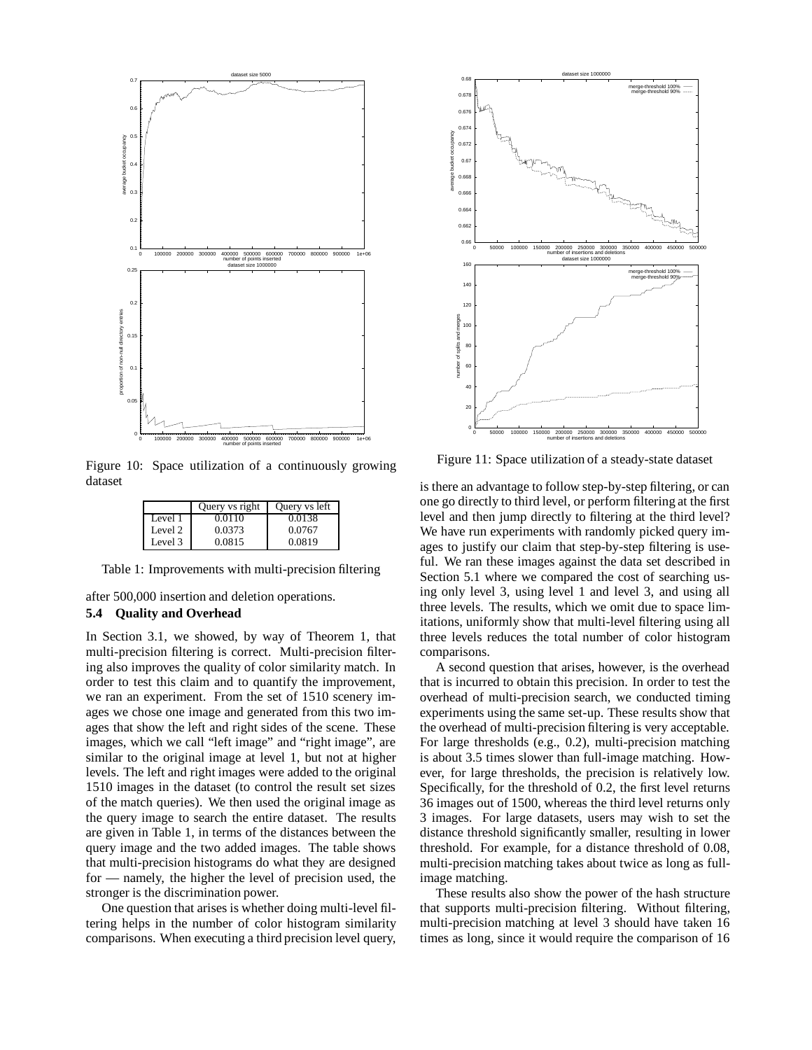Figure 10: Space utilization of a continuously growing dataset

Figure 11: Space utilization of a steady-state dataset

| | Query vs right | Query vs left |
|---|---|---|
| Level 1 | 0.0110 | 0.0138 |
| Level 2 | 0.0373 | 0.0767 |
| Level 3 | 0.0815 | 0.0819 |

Table 1: Improvements with multi-precision filtering

after 500,000 insertion and deletion operations.

### 5.4 Quality and Overhead

In Section 3.1, we showed, by way of Theorem 1, that multi-precision filtering is correct. Multi-precision filtering also improves the quality of color similarity match. In order to test this claim and to quantify the improvement, we ran an experiment. From the set of 1510 scenery images we chose one image and generated from this two images that show the left and right sides of the scene. These images, which we call "left image" and "right image", are similar to the original image at level 1, but not at higher levels. The left and right images were added to the original 1510 images in the dataset (to control the result set sizes of the match queries). We then used the original image as the query image to search the entire dataset. The results are given in Table 1, in terms of the distances between the query image and the two added images. The table shows that multi-precision histograms do what they are designed for — namely, the higher the level of precision used, the stronger is the discrimination power.

One question that arises is whether doing multi-level filtering helps in the number of color histogram similarity comparisons. When executing a third precision level query, is there an advantage to follow step-by-step filtering, or can one go directly to third level, or perform filtering at the first level and then jump directly to filtering at the third level? We have run experiments with randomly picked query images to justify our claim that step-by-step filtering is useful. We ran these images against the data set described in Section 5.1 where we compared the cost of searching using only level 3, using level 1 and level 3, and using all three levels. The results, which we omit due to space limitations, uniformly show that multi-level filtering using all three levels reduces the total number of color histogram comparisons.

A second question that arises, however, is the overhead that is incurred to obtain this precision. In order to test the overhead of multi-precision search, we conducted timing experiments using the same set-up. These results show that the overhead of multi-precision filtering is very acceptable. For large thresholds (e.g., 0.2), multi-precision matching is about 3.5 times slower than full-image matching. However, for large thresholds, the precision is relatively low. Specifically, for the threshold of 0.2, the first level returns 36 images out of 1500, whereas the third level returns only 3 images. For large datasets, users may wish to set the distance threshold significantly smaller, resulting in lower threshold. For example, for a distance threshold of 0.08, multi-precision matching takes about twice as long as full-image matching.

These results also show the power of the hash structure that supports multi-precision filtering. Without filtering, multi-precision matching at level 3 should have taken 16 times as long, since it would require the comparison of 16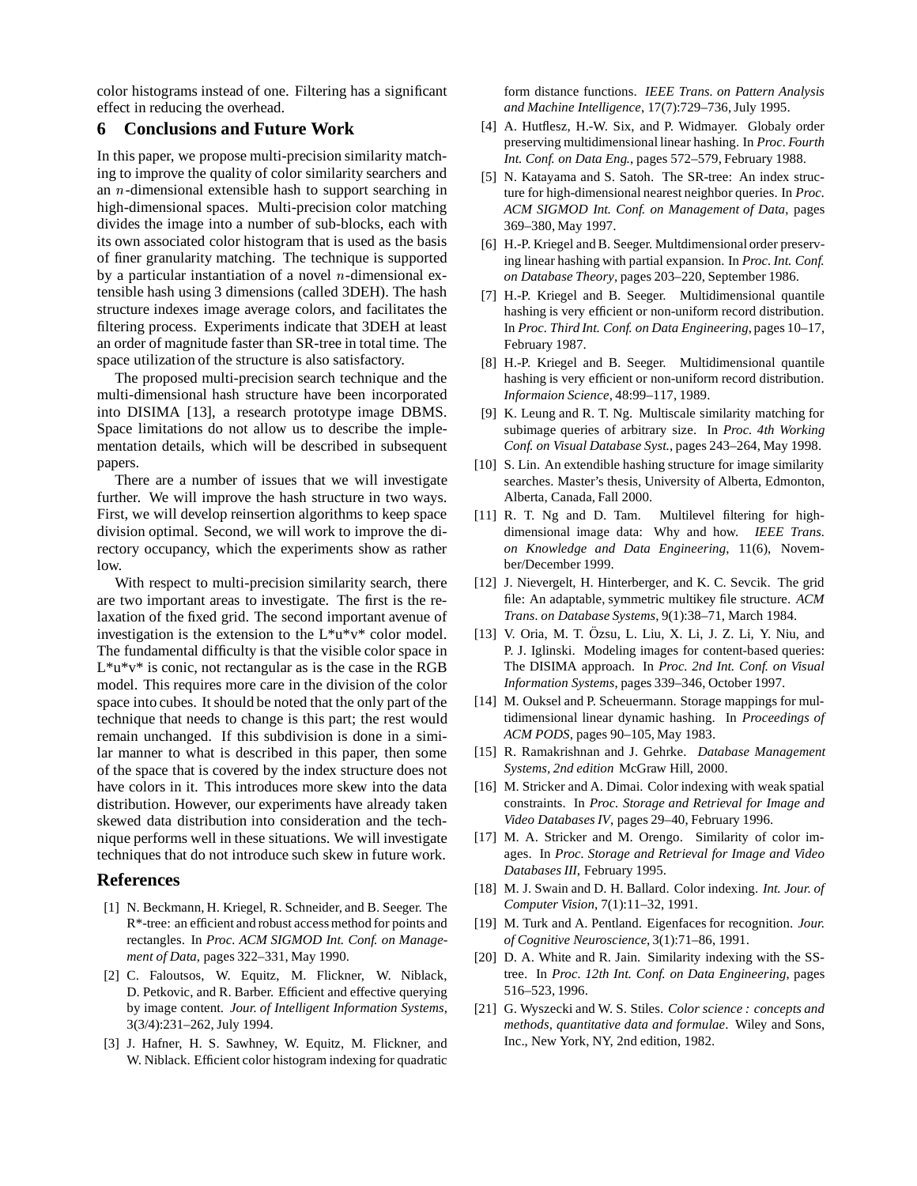color histograms instead of one. Filtering has a significant effect in reducing the overhead.

## 6 Conclusions and Future Work

In this paper, we propose multi-precision similarity matching to improve the quality of color similarity searchers and an $n$-dimensional extensible hash to support searching in high-dimensional spaces. Multi-precision color matching divides the image into a number of sub-blocks, each with its own associated color histogram that is used as the basis of finer granularity matching. The technique is supported by a particular instantiation of a novel $n$-dimensional extensible hash using 3 dimensions (called 3DEH). The hash structure indexes image average colors, and facilitates the filtering process. Experiments indicate that 3DEH at least an order of magnitude faster than SR-tree in total time. The space utilization of the structure is also satisfactory.

The proposed multi-precision search technique and the multi-dimensional hash structure have been incorporated into DISIMA [13], a research prototype image DBMS. Space limitations do not allow us to describe the implementation details, which will be described in subsequent papers.

There are a number of issues that we will investigate further. We will improve the hash structure in two ways. First, we will develop reinsertion algorithms to keep space division optimal. Second, we will work to improve the directory occupancy, which the experiments show as rather low.

With respect to multi-precision similarity search, there are two important areas to investigate. The first is the relaxation of the fixed grid. The second important avenue of investigation is the extension to the L*u*v* color model. The fundamental difficulty is that the visible color space in L*u*v* is conic, not rectangular as is the case in the RGB model. This requires more care in the division of the color space into cubes. It should be noted that the only part of the technique that needs to change is this part; the rest would remain unchanged. If this subdivision is done in a similar manner to what is described in this paper, then some of the space that is covered by the index structure does not have colors in it. This introduces more skew into the data distribution. However, our experiments have already taken skewed data distribution into consideration and the technique performs well in these situations. We will investigate techniques that do not introduce such skew in future work.

## References

[1] N. Beckmann, H. Kriegel, R. Schneider, and B. Seeger. The R*-tree: an efficient and robust access method for points and rectangles. In *Proc. ACM SIGMOD Int. Conf. on Management of Data*, pages 322–331, May 1990.

[2] C. Faloutsos, W. Equitz, M. Flickner, W. Niblack, D. Petkovic, and R. Barber. Efficient and effective querying by image content. *Jour. of Intelligent Information Systems*, 3(3/4):231–262, July 1994.

[3] J. Hafner, H. S. Sawhney, W. Equitz, M. Flickner, and W. Niblack. Efficient color histogram indexing for quadratic form distance functions. *IEEE Trans. on Pattern Analysis and Machine Intelligence*, 17(7):729–736, July 1995.

[4] A. Hutflesz, H.-W. Six, and P. Widmayer. Globaly order preserving multidimensional linear hashing. In *Proc. Fourth Int. Conf. on Data Eng.*, pages 572–579, February 1988.

[5] N. Katayama and S. Satoh. The SR-tree: An index structure for high-dimensional nearest neighbor queries. In *Proc. ACM SIGMOD Int. Conf. on Management of Data*, pages 369–380, May 1997.

[6] H.-P. Kriegel and B. Seeger. Multdimensional order preserving linear hashing with partial expansion. In *Proc. Int. Conf. on Database Theory*, pages 203–220, September 1986.

[7] H.-P. Kriegel and B. Seeger. Multidimensional quantile hashing is very efficient or non-uniform record distribution. In *Proc. Third Int. Conf. on Data Engineering*, pages 10–17, February 1987.

[8] H.-P. Kriegel and B. Seeger. Multidimensional quantile hashing is very efficient or non-uniform record distribution. *Informaion Science*, 48:99–117, 1989.

[9] K. Leung and R. T. Ng. Multiscale similarity matching for subimage queries of arbitrary size. In *Proc. 4th Working Conf. on Visual Database Syst.*, pages 243–264, May 1998.

[10] S. Lin. An extendible hashing structure for image similarity searches. Master's thesis, University of Alberta, Edmonton, Alberta, Canada, Fall 2000.

[11] R. T. Ng and D. Tam. Multilevel filtering for high-dimensional image data: Why and how. *IEEE Trans. on Knowledge and Data Engineering*, 11(6), November/December 1999.

[12] J. Nievergelt, H. Hinterberger, and K. C. Sevcik. The grid file: An adaptable, symmetric multikey file structure. *ACM Trans. on Database Systems*, 9(1):38–71, March 1984.

[13] V. Oria, M. T. Özsu, L. Liu, X. Li, J. Z. Li, Y. Niu, and P. J. Iglinski. Modeling images for content-based queries: The DISIMA approach. In *Proc. 2nd Int. Conf. on Visual Information Systems*, pages 339–346, October 1997.

[14] M. Ouksel and P. Scheuermann. Storage mappings for multidimensional linear dynamic hashing. In *Proceedings of ACM PODS*, pages 90–105, May 1983.

[15] R. Ramakrishnan and J. Gehrke. *Database Management Systems, 2nd edition* McGraw Hill, 2000.

[16] M. Stricker and A. Dimai. Color indexing with weak spatial constraints. In *Proc. Storage and Retrieval for Image and Video Databases IV*, pages 29–40, February 1996.

[17] M. A. Stricker and M. Orengo. Similarity of color images. In *Proc. Storage and Retrieval for Image and Video Databases III*, February 1995.

[18] M. J. Swain and D. H. Ballard. Color indexing. *Int. Jour. of Computer Vision*, 7(1):11–32, 1991.

[19] M. Turk and A. Pentland. Eigenfaces for recognition. *Jour. of Cognitive Neuroscience*, 3(1):71–86, 1991.

[20] D. A. White and R. Jain. Similarity indexing with the SS-tree. In *Proc. 12th Int. Conf. on Data Engineering*, pages 516–523, 1996.

[21] G. Wyszecki and W. S. Stiles. *Color science : concepts and methods, quantitative data and formulae*. Wiley and Sons, Inc., New York, NY, 2nd edition, 1982.